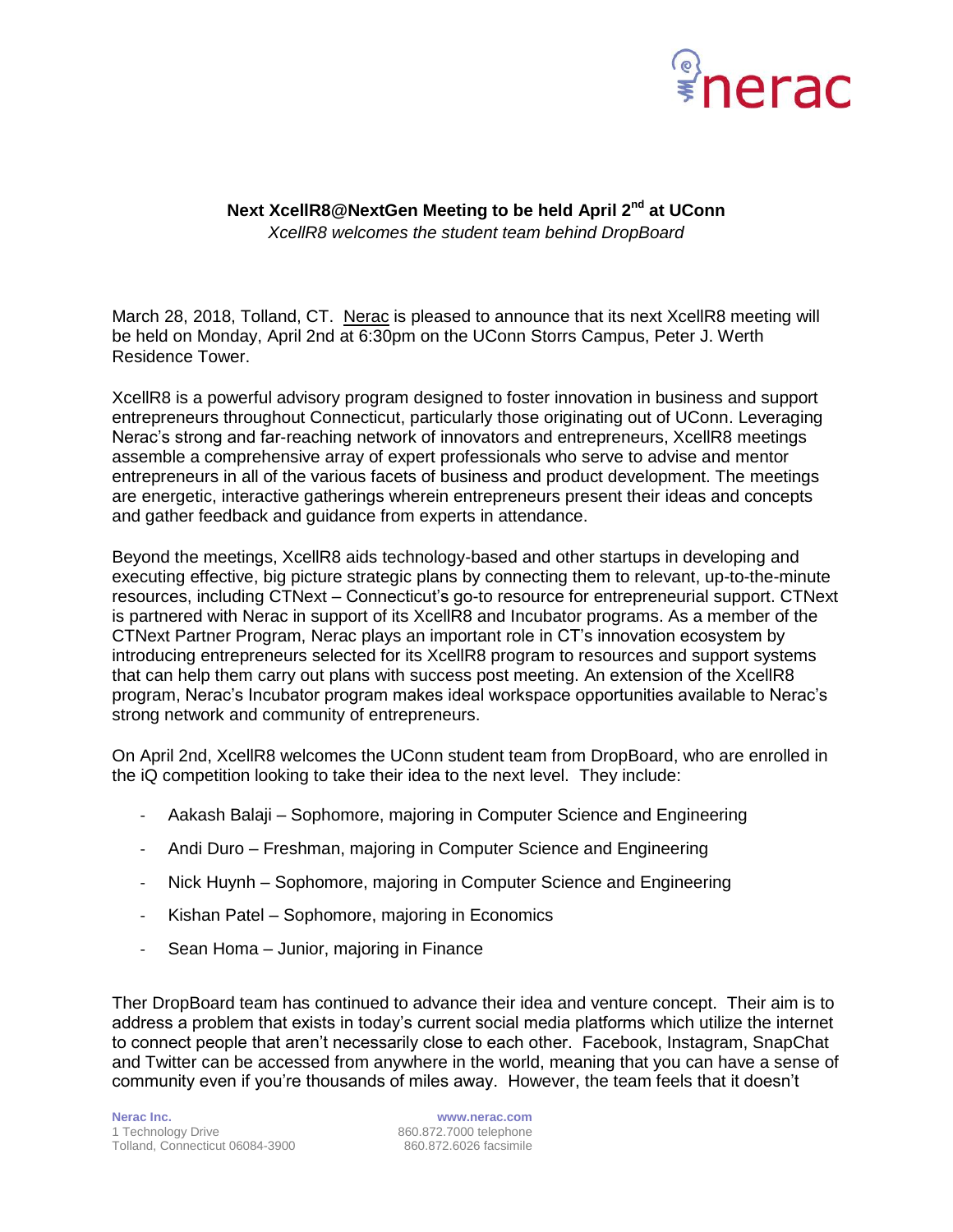**Next XcellR8@NextGen Meeting to be held April 2nd at UConn**

*XcellR8 welcomes the student team behind DropBoard*

March 28, 2018, Tolland, CT. Nerac is pleased to announce that its next XcellR8 meeting will be held on Monday, April 2nd at 6:30pm on the UConn Storrs Campus, Peter J. Werth Residence Tower.

XcellR8 is a powerful advisory program designed to foster innovation in business and support entrepreneurs throughout Connecticut, particularly those originating out of UConn. Leveraging Nerac's strong and far-reaching network of innovators and entrepreneurs, XcellR8 meetings assemble a comprehensive array of expert professionals who serve to advise and mentor entrepreneurs in all of the various facets of business and product development. The meetings are energetic, interactive gatherings wherein entrepreneurs present their ideas and concepts and gather feedback and guidance from experts in attendance.

Beyond the meetings, XcellR8 aids technology-based and other startups in developing and executing effective, big picture strategic plans by connecting them to relevant, up-to-the-minute resources, including CTNext – Connecticut's go-to resource for entrepreneurial support. CTNext is partnered with Nerac in support of its XcellR8 and Incubator programs. As a member of the CTNext Partner Program, Nerac plays an important role in CT's innovation ecosystem by introducing entrepreneurs selected for its XcellR8 program to resources and support systems that can help them carry out plans with success post meeting. An extension of the XcellR8 program, Nerac's Incubator program makes ideal workspace opportunities available to Nerac's strong network and community of entrepreneurs.

On April 2nd, XcellR8 welcomes the UConn student team from DropBoard, who are enrolled in the iQ competition looking to take their idea to the next level. They include:

- Aakash Balaji – Sophomore, majoring in Computer Science and Engineering
- Andi Duro – Freshman, majoring in Computer Science and Engineering
- Nick Huynh – Sophomore, majoring in Computer Science and Engineering
- Kishan Patel – Sophomore, majoring in Economics
- Sean Homa – Junior, majoring in Finance

Ther DropBoard team has continued to advance their idea and venture concept. Their aim is to address a problem that exists in today's current social media platforms which utilize the internet to connect people that aren't necessarily close to each other. Facebook, Instagram, SnapChat and Twitter can be accessed from anywhere in the world, meaning that you can have a sense of community even if you're thousands of miles away. However, the team feels that it doesn't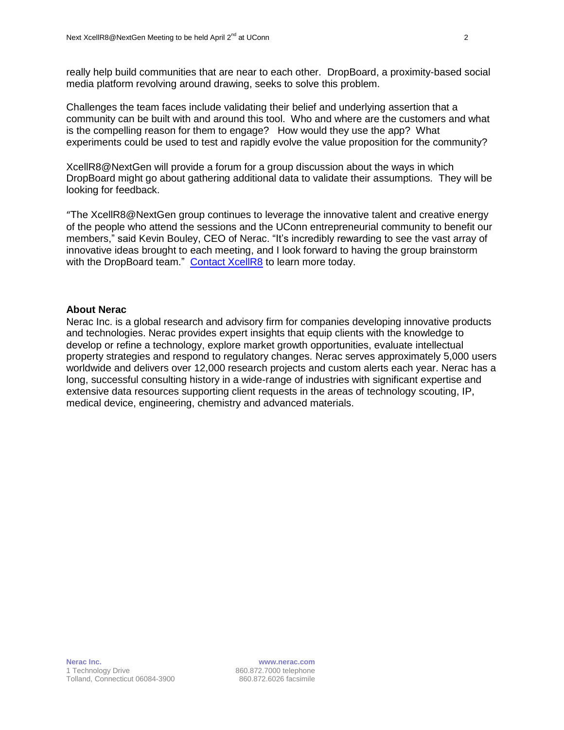really help build communities that are near to each other. DropBoard, a proximity-based social media platform revolving around drawing, seeks to solve this problem.

Challenges the team faces include validating their belief and underlying assertion that a community can be built with and around this tool. Who and where are the customers and what is the compelling reason for them to engage? How would they use the app? What experiments could be used to test and rapidly evolve the value proposition for the community?

XcellR8@NextGen will provide a forum for a group discussion about the ways in which DropBoard might go about gathering additional data to validate their assumptions. They will be looking for feedback.

"The XcellR8@NextGen group continues to leverage the innovative talent and creative energy of the people who attend the sessions and the UConn entrepreneurial community to benefit our members," said Kevin Bouley, CEO of Nerac. "It's incredibly rewarding to see the vast array of innovative ideas brought to each meeting, and I look forward to having the group brainstorm with the DropBoard team." Contact XcellR8 to learn more today.

**About Nerac**

Nerac Inc. is a global research and advisory firm for companies developing innovative products and technologies. Nerac provides expert insights that equip clients with the knowledge to develop or refine a technology, explore market growth opportunities, evaluate intellectual property strategies and respond to regulatory changes. Nerac serves approximately 5,000 users worldwide and delivers over 12,000 research projects and custom alerts each year. Nerac has a long, successful consulting history in a wide-range of industries with significant expertise and extensive data resources supporting client requests in the areas of technology scouting, IP, medical device, engineering, chemistry and advanced materials.